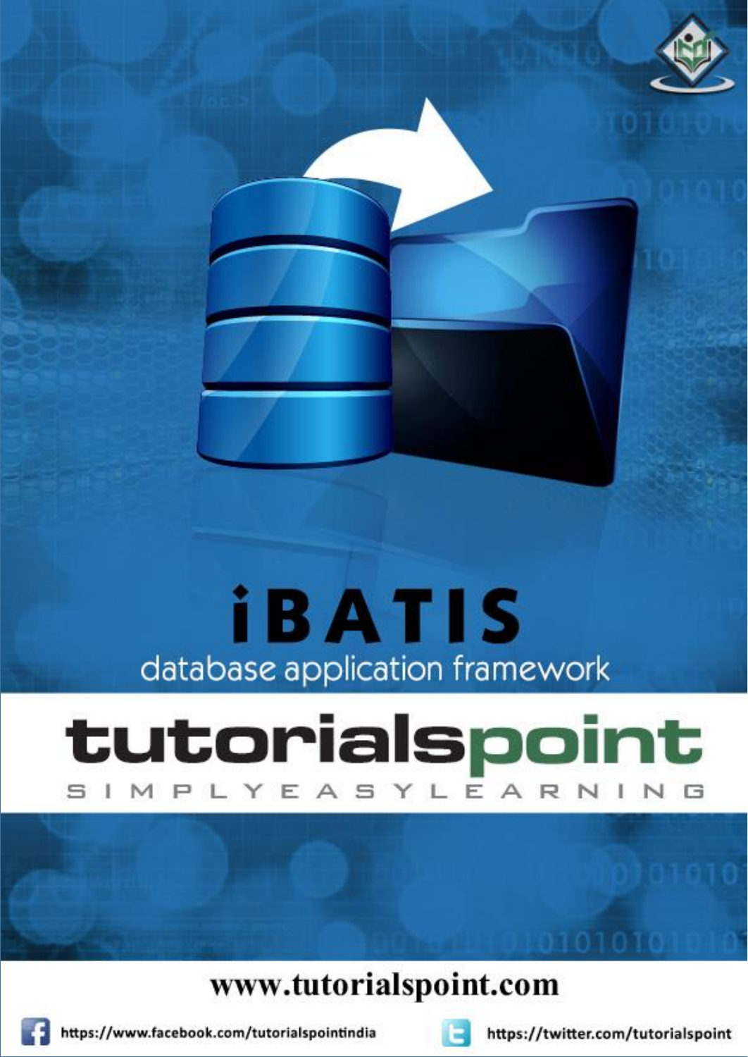# iBATIS

database application framework

tutorialspoint

SIMPLYEASYLEARNING

www.tutorialspoint.com

https://www.facebook.com/tutorialspointindia

https://twitter.com/tutorialspoint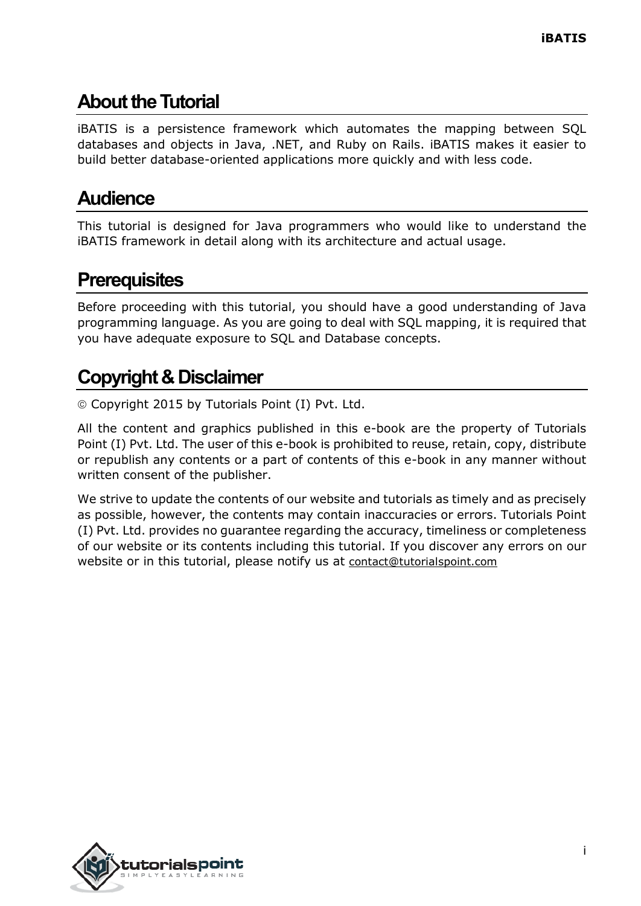# About the Tutorial

iBATIS is a persistence framework which automates the mapping between SQL databases and objects in Java, .NET, and Ruby on Rails. iBATIS makes it easier to build better database-oriented applications more quickly and with less code.

# Audience

This tutorial is designed for Java programmers who would like to understand the iBATIS framework in detail along with its architecture and actual usage.

# Prerequisites

Before proceeding with this tutorial, you should have a good understanding of Java programming language. As you are going to deal with SQL mapping, it is required that you have adequate exposure to SQL and Database concepts.

# Copyright & Disclaimer

© Copyright 2015 by Tutorials Point (I) Pvt. Ltd.

All the content and graphics published in this e-book are the property of Tutorials Point (I) Pvt. Ltd. The user of this e-book is prohibited to reuse, retain, copy, distribute or republish any contents or a part of contents of this e-book in any manner without written consent of the publisher.

We strive to update the contents of our website and tutorials as timely and as precisely as possible, however, the contents may contain inaccuracies or errors. Tutorials Point (I) Pvt. Ltd. provides no guarantee regarding the accuracy, timeliness or completeness of our website or its contents including this tutorial. If you discover any errors on our website or in this tutorial, please notify us at contact@tutorialspoint.com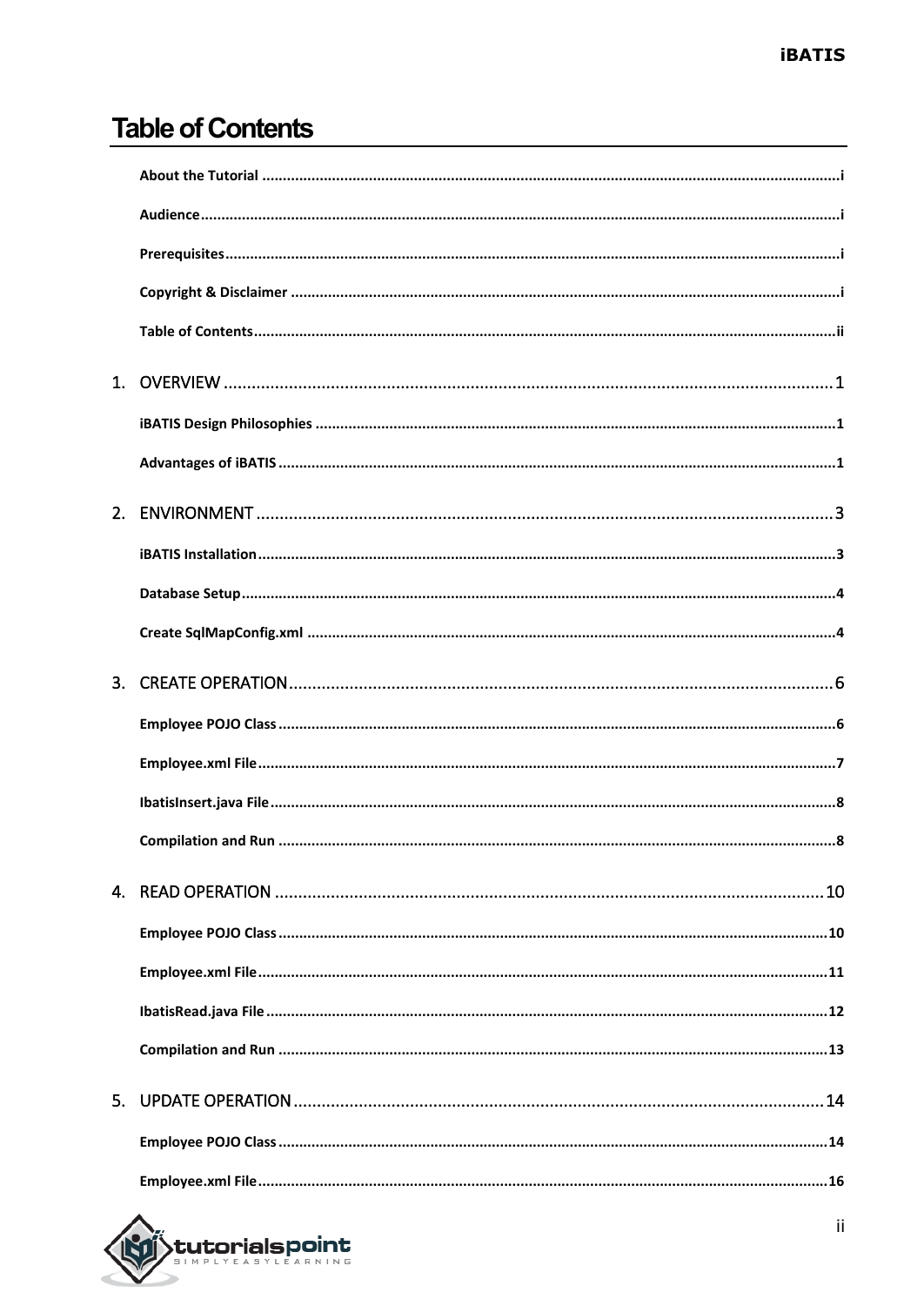# Table of Contents

About the Tutorial ..................................................................................................................................i

Audience..................................................................................................................................................i

Prerequisites............................................................................................................................................i

Copyright & Disclaimer ............................................................................................................................i

Table of Contents.....................................................................................................................................ii

1. OVERVIEW ....................................................................................................................... 1

iBATIS Design Philosophies .....................................................................................................................1

Advantages of iBATIS ..............................................................................................................................1

2. ENVIRONMENT ................................................................................................................ 3

iBATIS Installation...................................................................................................................................3

Database Setup........................................................................................................................................4

Create SqlMapConfig.xml .......................................................................................................................4

3. CREATE OPERATION.......................................................................................................... 6

Employee POJO Class ...............................................................................................................................6

Employee.xml File....................................................................................................................................7

IbatisInsert.java File.................................................................................................................................8

Compilation and Run ...............................................................................................................................8

4. READ OPERATION ........................................................................................................... 10

Employee POJO Class .............................................................................................................................10

Employee.xml File..................................................................................................................................11

IbatisRead.java File ................................................................................................................................12

Compilation and Run .............................................................................................................................13

5. UPDATE OPERATION....................................................................................................... 14

Employee POJO Class .............................................................................................................................14

Employee.xml File..................................................................................................................................16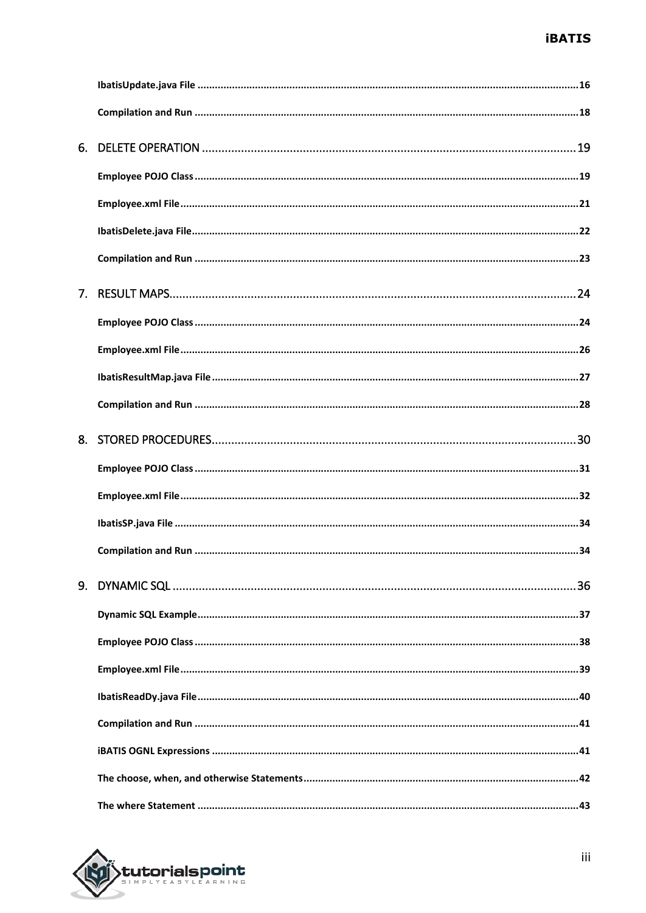IbatisUpdate.java File ....................................................................................................................................16

Compilation and Run ....................................................................................................................................18

6. DELETE OPERATION ..................................................................................................................19

Employee POJO Class ....................................................................................................................................19

Employee.xml File ..........................................................................................................................................21

IbatisDelete.java File ......................................................................................................................................22

Compilation and Run ....................................................................................................................................23

7. RESULT MAPS............................................................................................................................24

Employee POJO Class ....................................................................................................................................24

Employee.xml File ..........................................................................................................................................26

IbatisResultMap.java File ..............................................................................................................................27

Compilation and Run ....................................................................................................................................28

8. STORED PROCEDURES...............................................................................................................30

Employee POJO Class ....................................................................................................................................31

Employee.xml File ..........................................................................................................................................32

IbatisSP.java File ............................................................................................................................................34

Compilation and Run ....................................................................................................................................34

9. DYNAMIC SQL ...........................................................................................................................36

Dynamic SQL Example...................................................................................................................................37

Employee POJO Class ....................................................................................................................................38

Employee.xml File ..........................................................................................................................................39

IbatisReadDy.java File ...................................................................................................................................40

Compilation and Run ....................................................................................................................................41

iBATIS OGNL Expressions ..............................................................................................................................41

The choose, when, and otherwise Statements...............................................................................................42

The where Statement ....................................................................................................................................43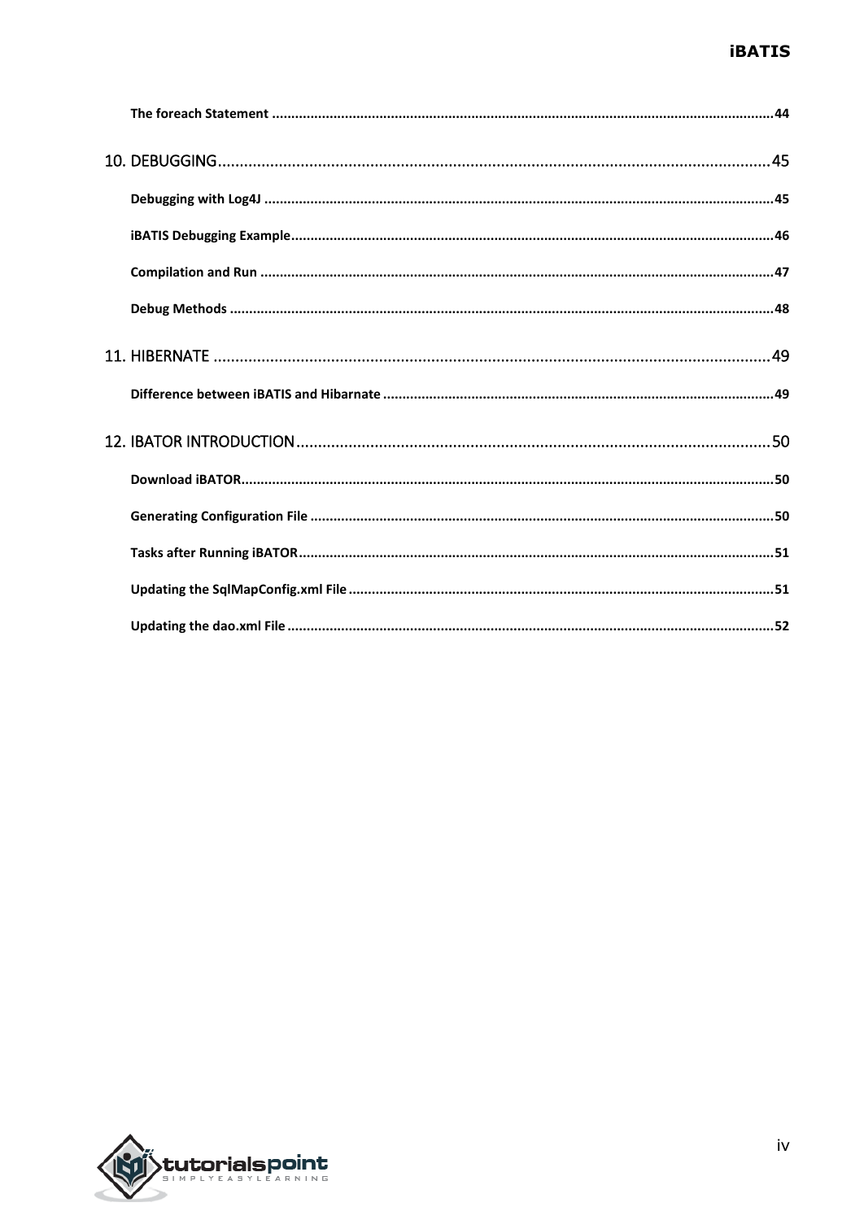The foreach Statement ........................................................................................................................44

10. DEBUGGING ........................................................................................................................45

Debugging with Log4J ........................................................................................................................45

iBATIS Debugging Example........................................................................................................................46

Compilation and Run ........................................................................................................................47

Debug Methods ........................................................................................................................48

11. HIBERNATE ........................................................................................................................49

Difference between iBATIS and Hibarnate ........................................................................................................................49

12. IBATOR INTRODUCTION ........................................................................................................................50

Download iBATOR........................................................................................................................50

Generating Configuration File ........................................................................................................................50

Tasks after Running iBATOR........................................................................................................................51

Updating the SqlMapConfig.xml File ........................................................................................................................51

Updating the dao.xml File ........................................................................................................................52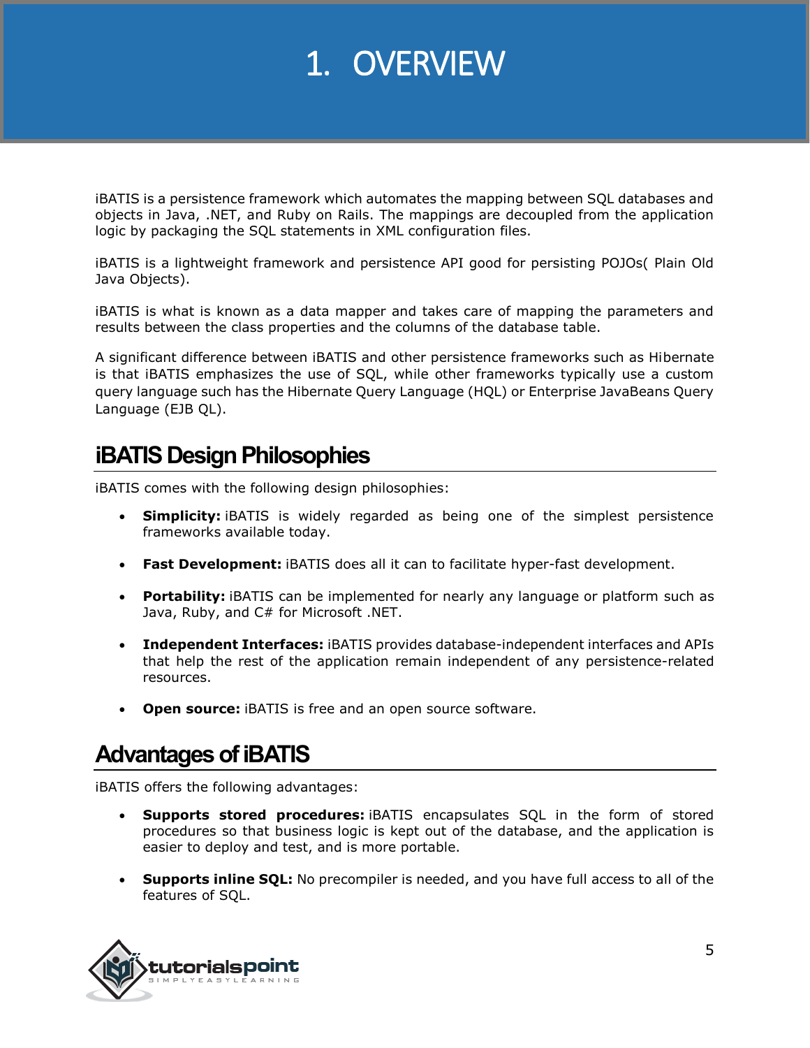# 1. OVERVIEW

iBATIS is a persistence framework which automates the mapping between SQL databases and objects in Java, .NET, and Ruby on Rails. The mappings are decoupled from the application logic by packaging the SQL statements in XML configuration files.

iBATIS is a lightweight framework and persistence API good for persisting POJOs( Plain Old Java Objects).

iBATIS is what is known as a data mapper and takes care of mapping the parameters and results between the class properties and the columns of the database table.

A significant difference between iBATIS and other persistence frameworks such as Hibernate is that iBATIS emphasizes the use of SQL, while other frameworks typically use a custom query language such has the Hibernate Query Language (HQL) or Enterprise JavaBeans Query Language (EJB QL).

## iBATIS Design Philosophies

iBATIS comes with the following design philosophies:

- **Simplicity:** iBATIS is widely regarded as being one of the simplest persistence frameworks available today.
- **Fast Development:** iBATIS does all it can to facilitate hyper-fast development.
- **Portability:** iBATIS can be implemented for nearly any language or platform such as Java, Ruby, and C# for Microsoft .NET.
- **Independent Interfaces:** iBATIS provides database-independent interfaces and APIs that help the rest of the application remain independent of any persistence-related resources.
- **Open source:** iBATIS is free and an open source software.

## Advantages of iBATIS

iBATIS offers the following advantages:

- **Supports stored procedures:** iBATIS encapsulates SQL in the form of stored procedures so that business logic is kept out of the database, and the application is easier to deploy and test, and is more portable.
- **Supports inline SQL:** No precompiler is needed, and you have full access to all of the features of SQL.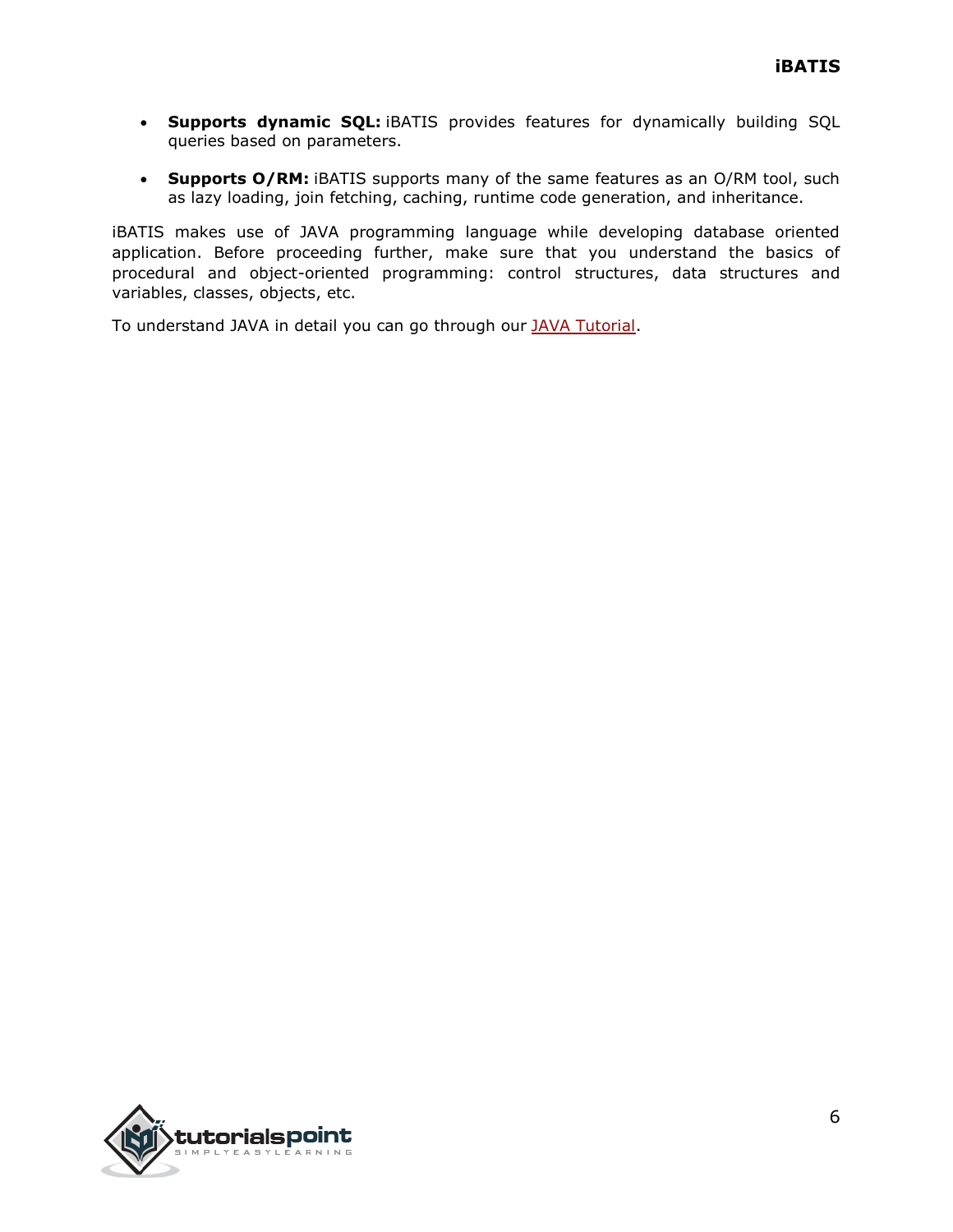- **Supports dynamic SQL:** iBATIS provides features for dynamically building SQL queries based on parameters.

- **Supports O/RM:** iBATIS supports many of the same features as an O/RM tool, such as lazy loading, join fetching, caching, runtime code generation, and inheritance.

iBATIS makes use of JAVA programming language while developing database oriented application. Before proceeding further, make sure that you understand the basics of procedural and object-oriented programming: control structures, data structures and variables, classes, objects, etc.

To understand JAVA in detail you can go through our JAVA Tutorial.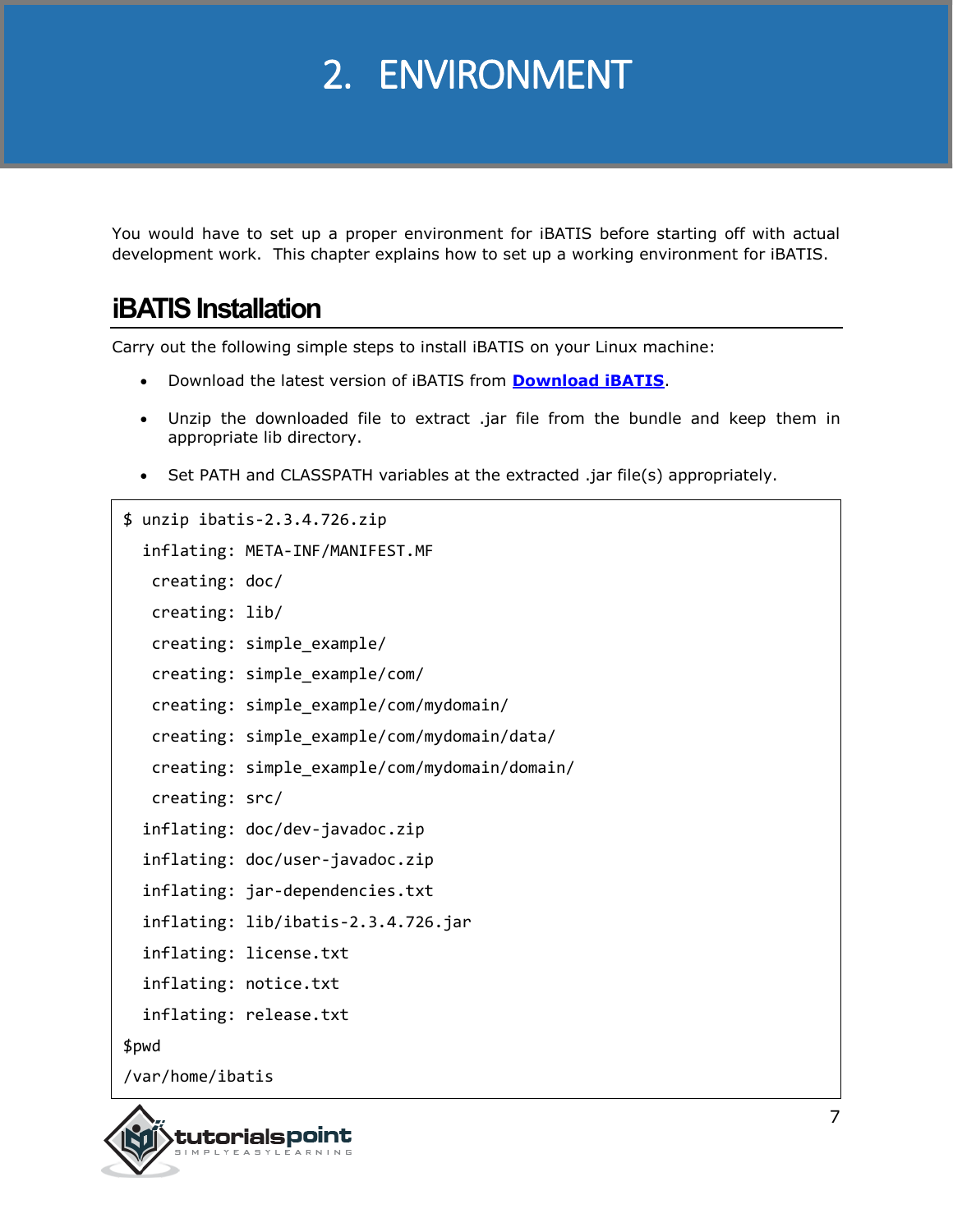# 2. ENVIRONMENT

You would have to set up a proper environment for iBATIS before starting off with actual development work. This chapter explains how to set up a working environment for iBATIS.

## iBATIS Installation

Carry out the following simple steps to install iBATIS on your Linux machine:

- Download the latest version of iBATIS from **Download iBATIS**.
- Unzip the downloaded file to extract .jar file from the bundle and keep them in appropriate lib directory.
- Set PATH and CLASSPATH variables at the extracted .jar file(s) appropriately.

```
$ unzip ibatis-2.3.4.726.zip
  inflating: META-INF/MANIFEST.MF
   creating: doc/
   creating: lib/
   creating: simple_example/
   creating: simple_example/com/
   creating: simple_example/com/mydomain/
   creating: simple_example/com/mydomain/data/
   creating: simple_example/com/mydomain/domain/
   creating: src/
  inflating: doc/dev-javadoc.zip
  inflating: doc/user-javadoc.zip
  inflating: jar-dependencies.txt
  inflating: lib/ibatis-2.3.4.726.jar
  inflating: license.txt
  inflating: notice.txt
  inflating: release.txt
$pwd
/var/home/ibatis
```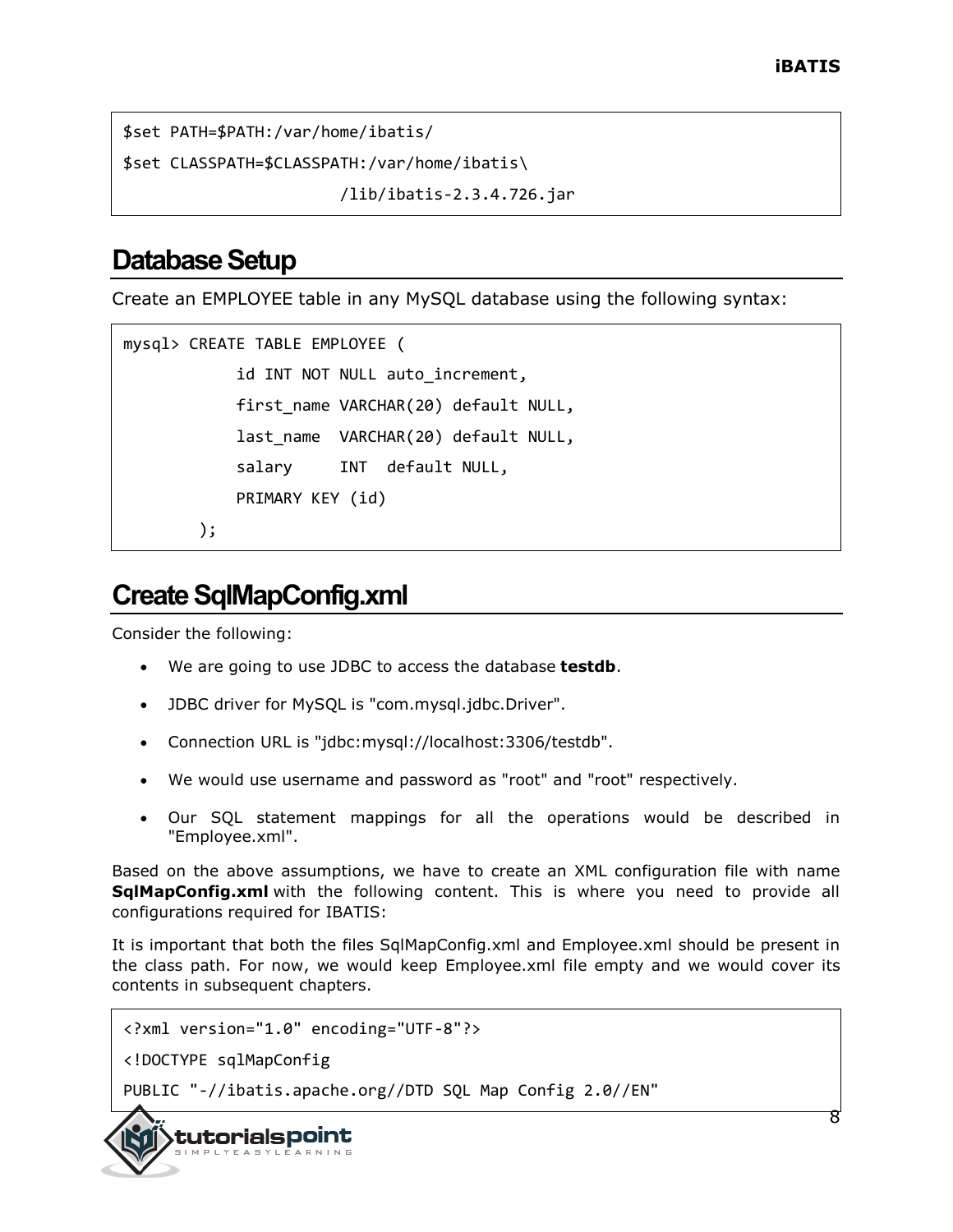```
$set PATH=$PATH:/var/home/ibatis/
$set CLASSPATH=$CLASSPATH:/var/home/ibatis\
                        /lib/ibatis-2.3.4.726.jar
```

## Database Setup

Create an EMPLOYEE table in any MySQL database using the following syntax:

```
mysql> CREATE TABLE EMPLOYEE (
            id INT NOT NULL auto_increment,
            first_name VARCHAR(20) default NULL,
            last_name  VARCHAR(20) default NULL,
            salary     INT  default NULL,
            PRIMARY KEY (id)
       );
```

## Create SqlMapConfig.xml

Consider the following:

- We are going to use JDBC to access the database **testdb**.
- JDBC driver for MySQL is "com.mysql.jdbc.Driver".
- Connection URL is "jdbc:mysql://localhost:3306/testdb".
- We would use username and password as "root" and "root" respectively.
- Our SQL statement mappings for all the operations would be described in "Employee.xml".

Based on the above assumptions, we have to create an XML configuration file with name **SqlMapConfig.xml** with the following content. This is where you need to provide all configurations required for IBATIS:

It is important that both the files SqlMapConfig.xml and Employee.xml should be present in the class path. For now, we would keep Employee.xml file empty and we would cover its contents in subsequent chapters.

```
<?xml version="1.0" encoding="UTF-8"?>
<!DOCTYPE sqlMapConfig
PUBLIC "-//ibatis.apache.org//DTD SQL Map Config 2.0//EN"
```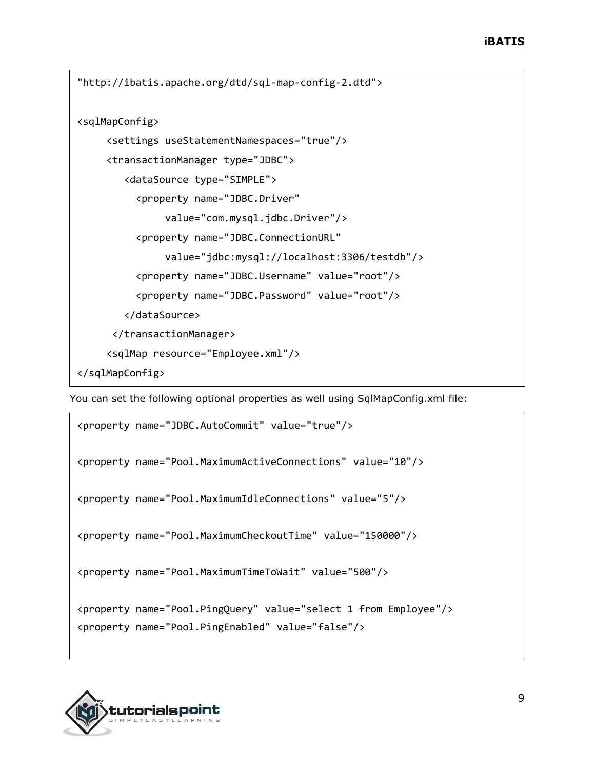```
"http://ibatis.apache.org/dtd/sql-map-config-2.dtd">

<sqlMapConfig>
     <settings useStatementNamespaces="true"/>
     <transactionManager type="JDBC">
        <dataSource type="SIMPLE">
          <property name="JDBC.Driver"
               value="com.mysql.jdbc.Driver"/>
          <property name="JDBC.ConnectionURL"
               value="jdbc:mysql://localhost:3306/testdb"/>
          <property name="JDBC.Username" value="root"/>
          <property name="JDBC.Password" value="root"/>
        </dataSource>
      </transactionManager>
     <sqlMap resource="Employee.xml"/>
</sqlMapConfig>
```

You can set the following optional properties as well using SqlMapConfig.xml file:

```
<property name="JDBC.AutoCommit" value="true"/>

<property name="Pool.MaximumActiveConnections" value="10"/>

<property name="Pool.MaximumIdleConnections" value="5"/>

<property name="Pool.MaximumCheckoutTime" value="150000"/>

<property name="Pool.MaximumTimeToWait" value="500"/>

<property name="Pool.PingQuery" value="select 1 from Employee"/>
<property name="Pool.PingEnabled" value="false"/>
```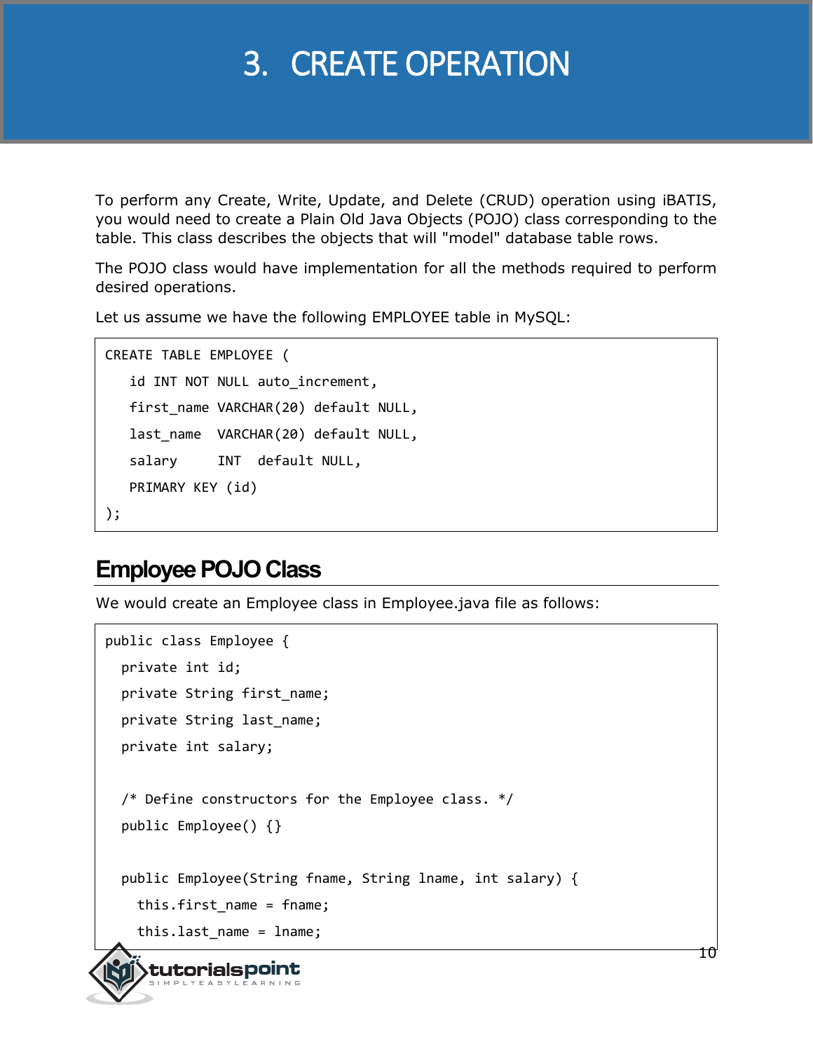# 3. CREATE OPERATION

To perform any Create, Write, Update, and Delete (CRUD) operation using iBATIS, you would need to create a Plain Old Java Objects (POJO) class corresponding to the table. This class describes the objects that will "model" database table rows.

The POJO class would have implementation for all the methods required to perform desired operations.

Let us assume we have the following EMPLOYEE table in MySQL:

```
CREATE TABLE EMPLOYEE (
   id INT NOT NULL auto_increment,
   first_name VARCHAR(20) default NULL,
   last_name  VARCHAR(20) default NULL,
   salary     INT  default NULL,
   PRIMARY KEY (id)
);
```

## Employee POJO Class

We would create an Employee class in Employee.java file as follows:

```
public class Employee {
  private int id;
  private String first_name;
  private String last_name;
  private int salary;

  /* Define constructors for the Employee class. */
  public Employee() {}

  public Employee(String fname, String lname, int salary) {
    this.first_name = fname;
    this.last_name = lname;
```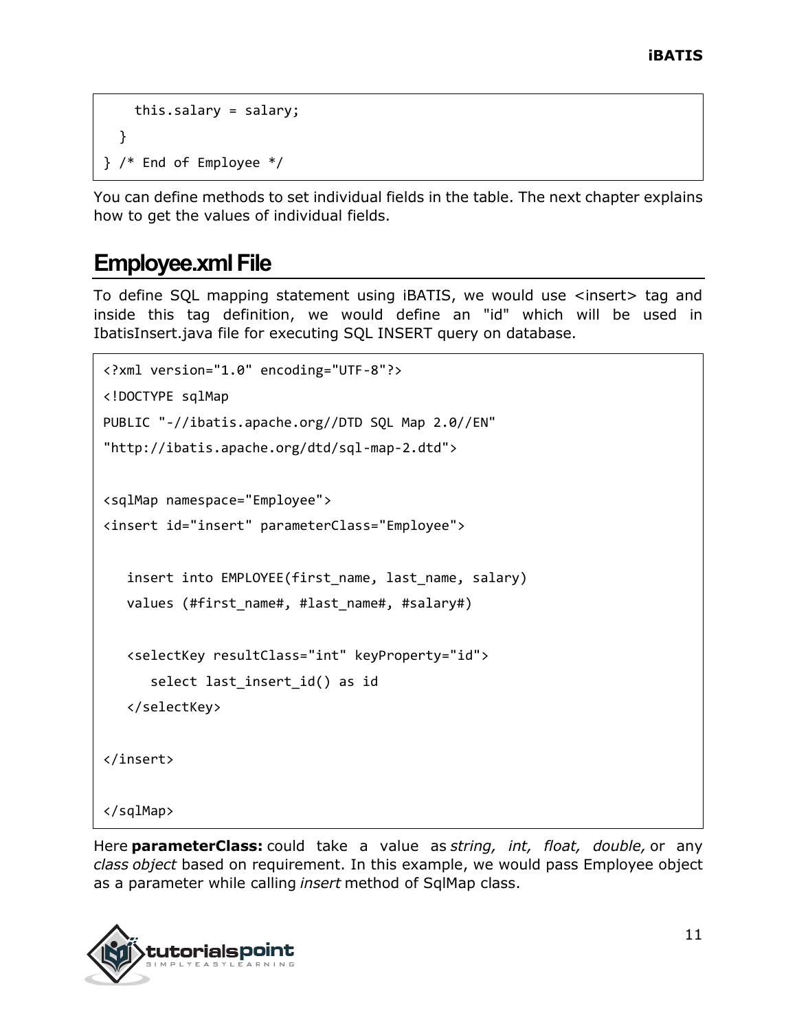```
    this.salary = salary;
  }
} /* End of Employee */
```

You can define methods to set individual fields in the table. The next chapter explains how to get the values of individual fields.

## Employee.xml File

To define SQL mapping statement using iBATIS, we would use <insert> tag and inside this tag definition, we would define an "id" which will be used in IbatisInsert.java file for executing SQL INSERT query on database.

```
<?xml version="1.0" encoding="UTF-8"?>
<!DOCTYPE sqlMap
PUBLIC "-//ibatis.apache.org//DTD SQL Map 2.0//EN"
"http://ibatis.apache.org/dtd/sql-map-2.dtd">

<sqlMap namespace="Employee">
<insert id="insert" parameterClass="Employee">

   insert into EMPLOYEE(first_name, last_name, salary)
   values (#first_name#, #last_name#, #salary#)

   <selectKey resultClass="int" keyProperty="id">
      select last_insert_id() as id
   </selectKey>

</insert>

</sqlMap>
```

Here **parameterClass:** could take a value as *string, int, float, double,* or any *class object* based on requirement. In this example, we would pass Employee object as a parameter while calling *insert* method of SqlMap class.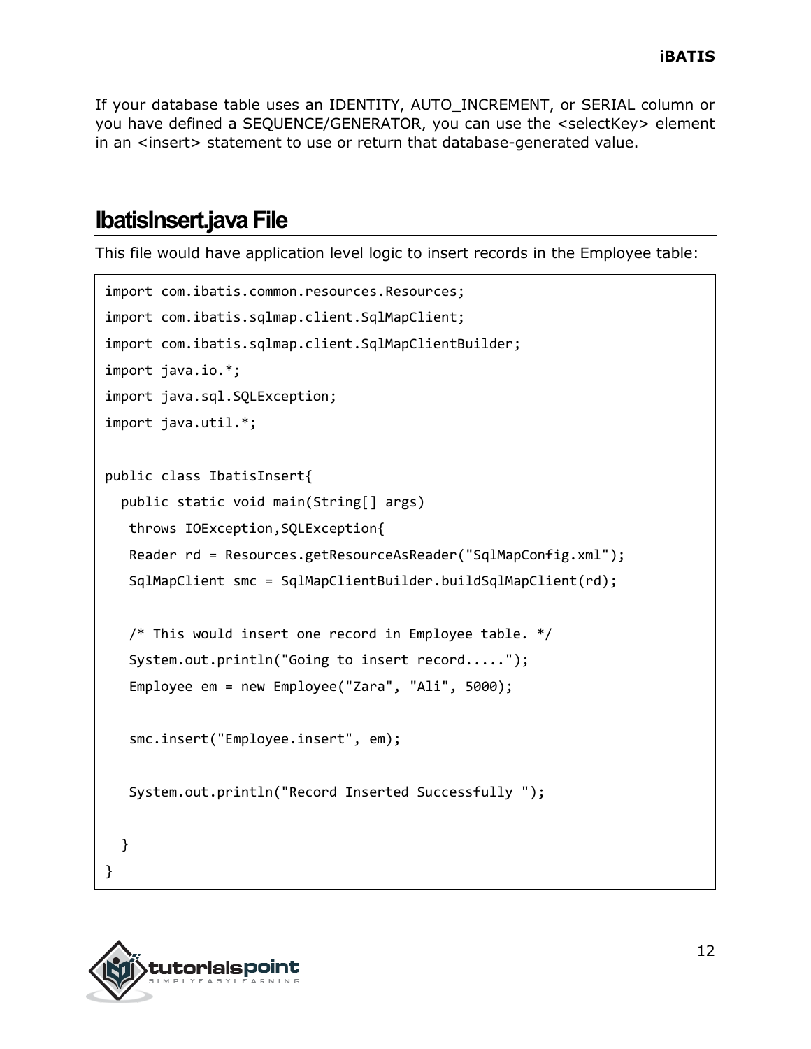If your database table uses an IDENTITY, AUTO_INCREMENT, or SERIAL column or you have defined a SEQUENCE/GENERATOR, you can use the <selectKey> element in an <insert> statement to use or return that database-generated value.

## IbatisInsert.java File

This file would have application level logic to insert records in the Employee table:

```
import com.ibatis.common.resources.Resources;
import com.ibatis.sqlmap.client.SqlMapClient;
import com.ibatis.sqlmap.client.SqlMapClientBuilder;
import java.io.*;
import java.sql.SQLException;
import java.util.*;

public class IbatisInsert{
  public static void main(String[] args)
   throws IOException,SQLException{
   Reader rd = Resources.getResourceAsReader("SqlMapConfig.xml");
   SqlMapClient smc = SqlMapClientBuilder.buildSqlMapClient(rd);

   /* This would insert one record in Employee table. */
   System.out.println("Going to insert record.....");
   Employee em = new Employee("Zara", "Ali", 5000);

   smc.insert("Employee.insert", em);

   System.out.println("Record Inserted Successfully ");

  }
}
```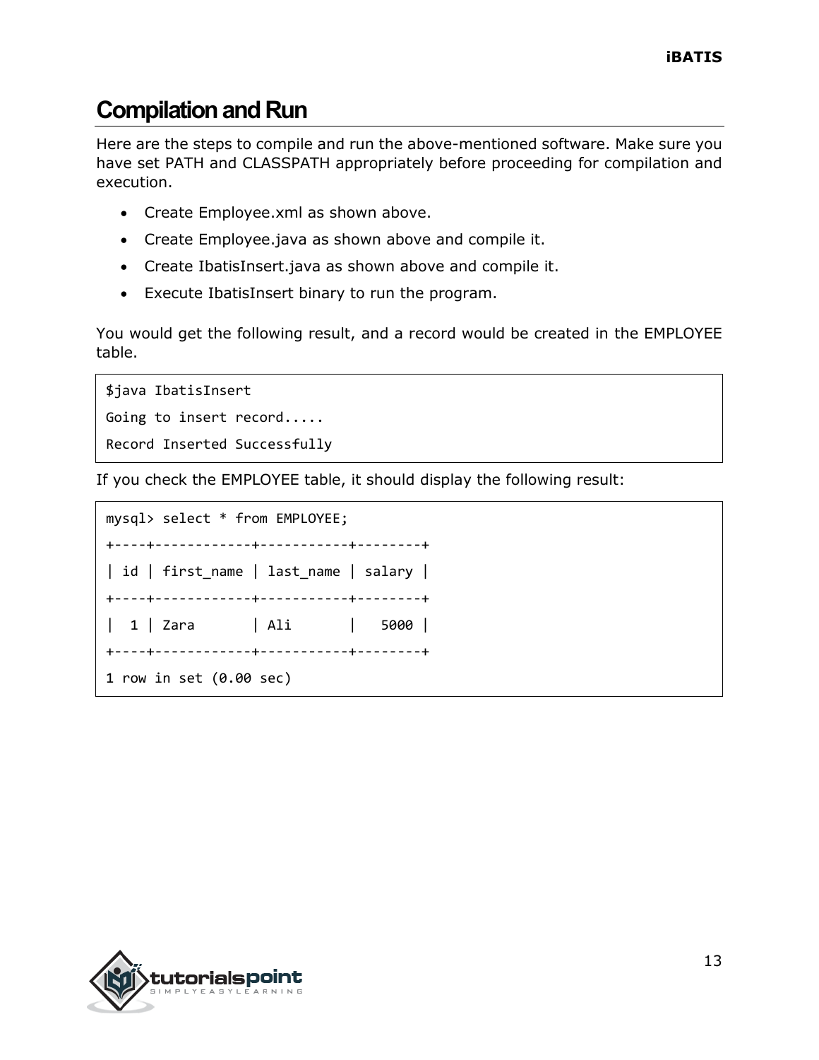## Compilation and Run

Here are the steps to compile and run the above-mentioned software. Make sure you have set PATH and CLASSPATH appropriately before proceeding for compilation and execution.

- Create Employee.xml as shown above.
- Create Employee.java as shown above and compile it.
- Create IbatisInsert.java as shown above and compile it.
- Execute IbatisInsert binary to run the program.

You would get the following result, and a record would be created in the EMPLOYEE table.

```
$java IbatisInsert
Going to insert record.....
Record Inserted Successfully
```

If you check the EMPLOYEE table, it should display the following result:

```
mysql> select * from EMPLOYEE;
+----+------------+-----------+--------+
| id | first_name | last_name | salary |
+----+------------+-----------+--------+
|  1 | Zara       | Ali       |   5000 |
+----+------------+-----------+--------+
1 row in set (0.00 sec)
```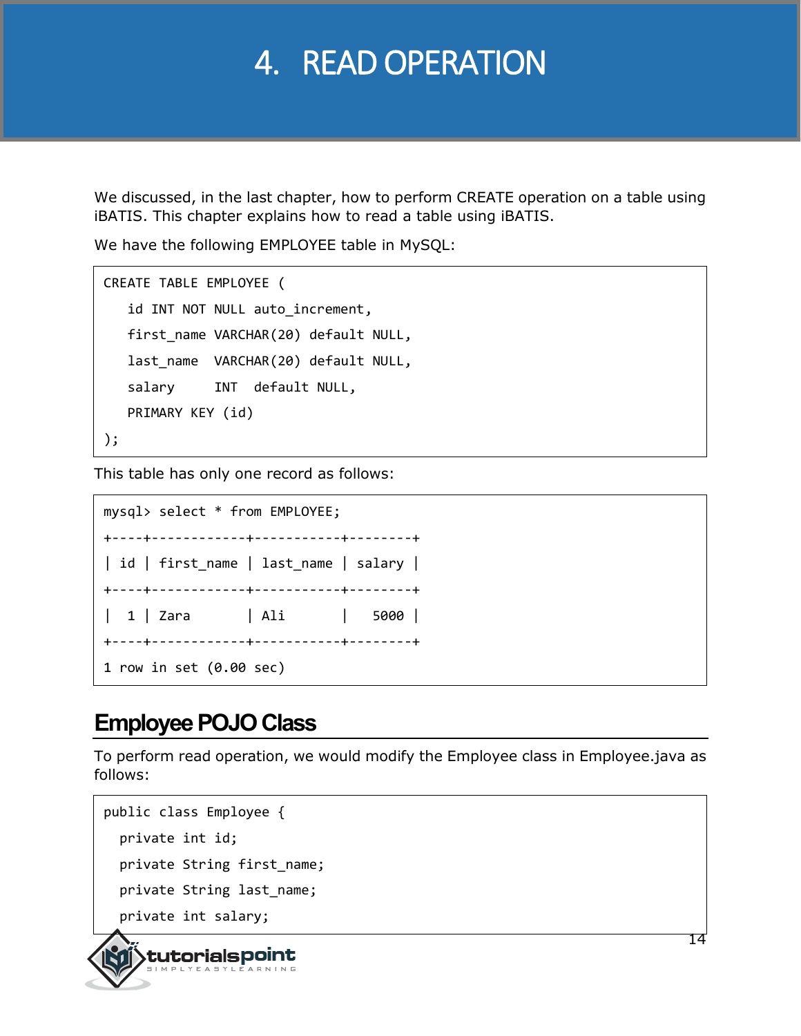# 4. READ OPERATION

We discussed, in the last chapter, how to perform CREATE operation on a table using iBATIS. This chapter explains how to read a table using iBATIS.

We have the following EMPLOYEE table in MySQL:

```
CREATE TABLE EMPLOYEE (
   id INT NOT NULL auto_increment,
   first_name VARCHAR(20) default NULL,
   last_name  VARCHAR(20) default NULL,
   salary     INT  default NULL,
   PRIMARY KEY (id)
);
```

This table has only one record as follows:

```
mysql> select * from EMPLOYEE;
+----+------------+-----------+--------+
| id | first_name | last_name | salary |
+----+------------+-----------+--------+
|  1 | Zara       | Ali       |   5000 |
+----+------------+-----------+--------+
1 row in set (0.00 sec)
```

## Employee POJO Class

To perform read operation, we would modify the Employee class in Employee.java as follows:

```
public class Employee {
  private int id;
  private String first_name;
  private String last_name;
  private int salary;
```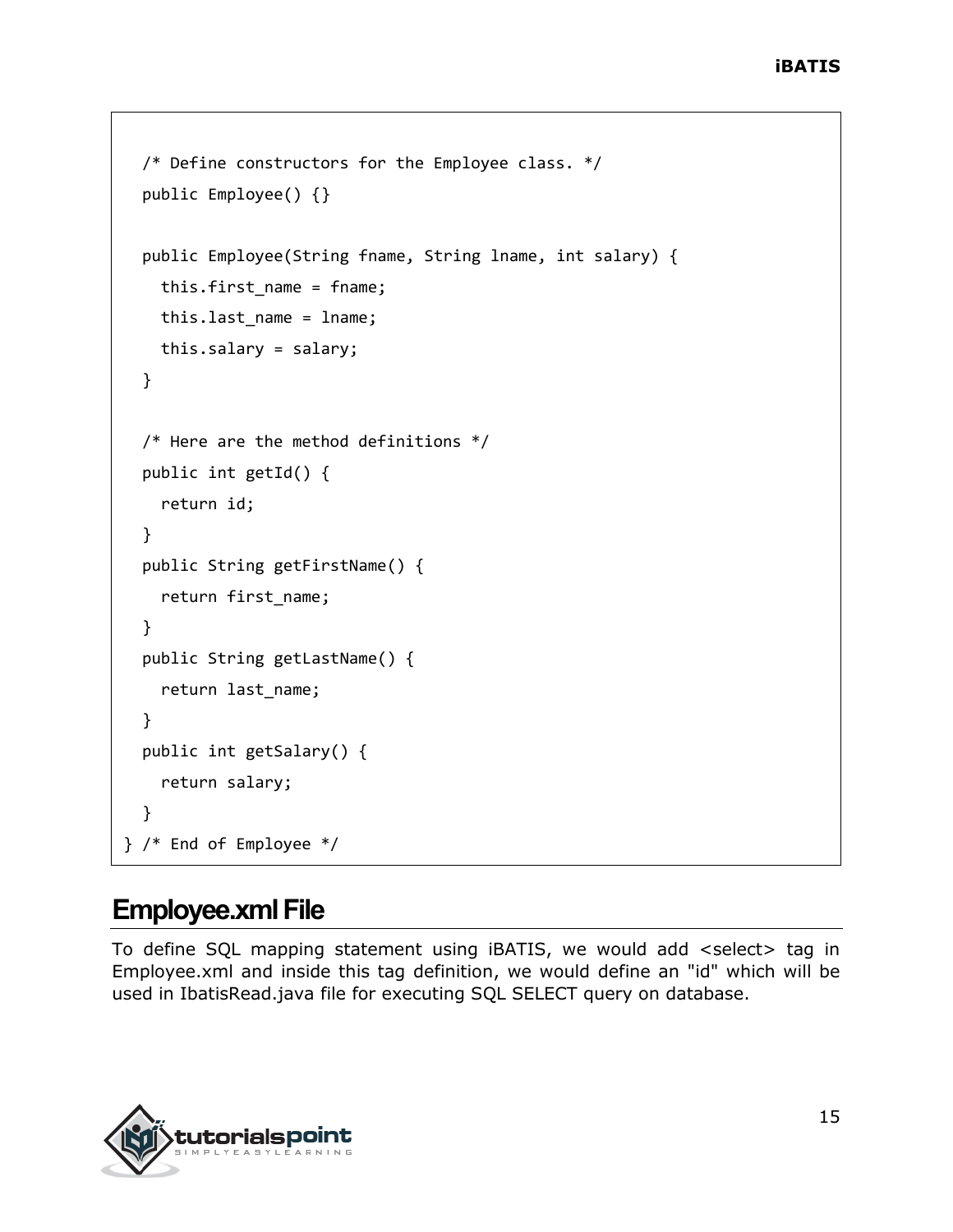```
   /* Define constructors for the Employee class. */
   public Employee() {}

   public Employee(String fname, String lname, int salary) {
     this.first_name = fname;
     this.last_name = lname;
     this.salary = salary;
   }

   /* Here are the method definitions */
   public int getId() {
     return id;
   }
   public String getFirstName() {
     return first_name;
   }
   public String getLastName() {
     return last_name;
   }
   public int getSalary() {
     return salary;
   }
} /* End of Employee */
```

## Employee.xml File

To define SQL mapping statement using iBATIS, we would add <select> tag in Employee.xml and inside this tag definition, we would define an "id" which will be used in IbatisRead.java file for executing SQL SELECT query on database.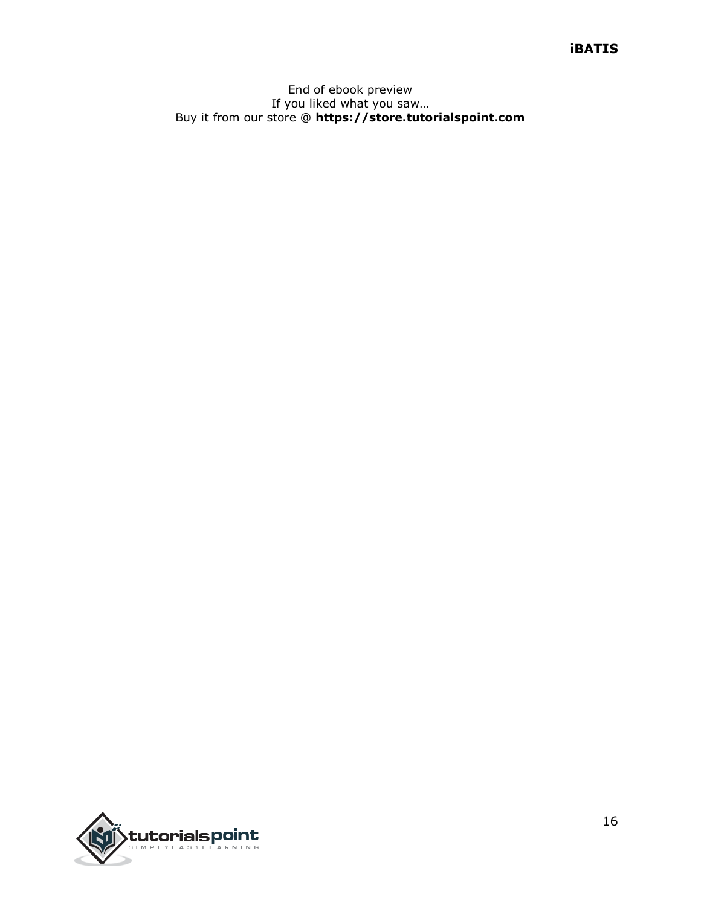End of ebook preview
If you liked what you saw…
Buy it from our store @ **https://store.tutorialspoint.com**